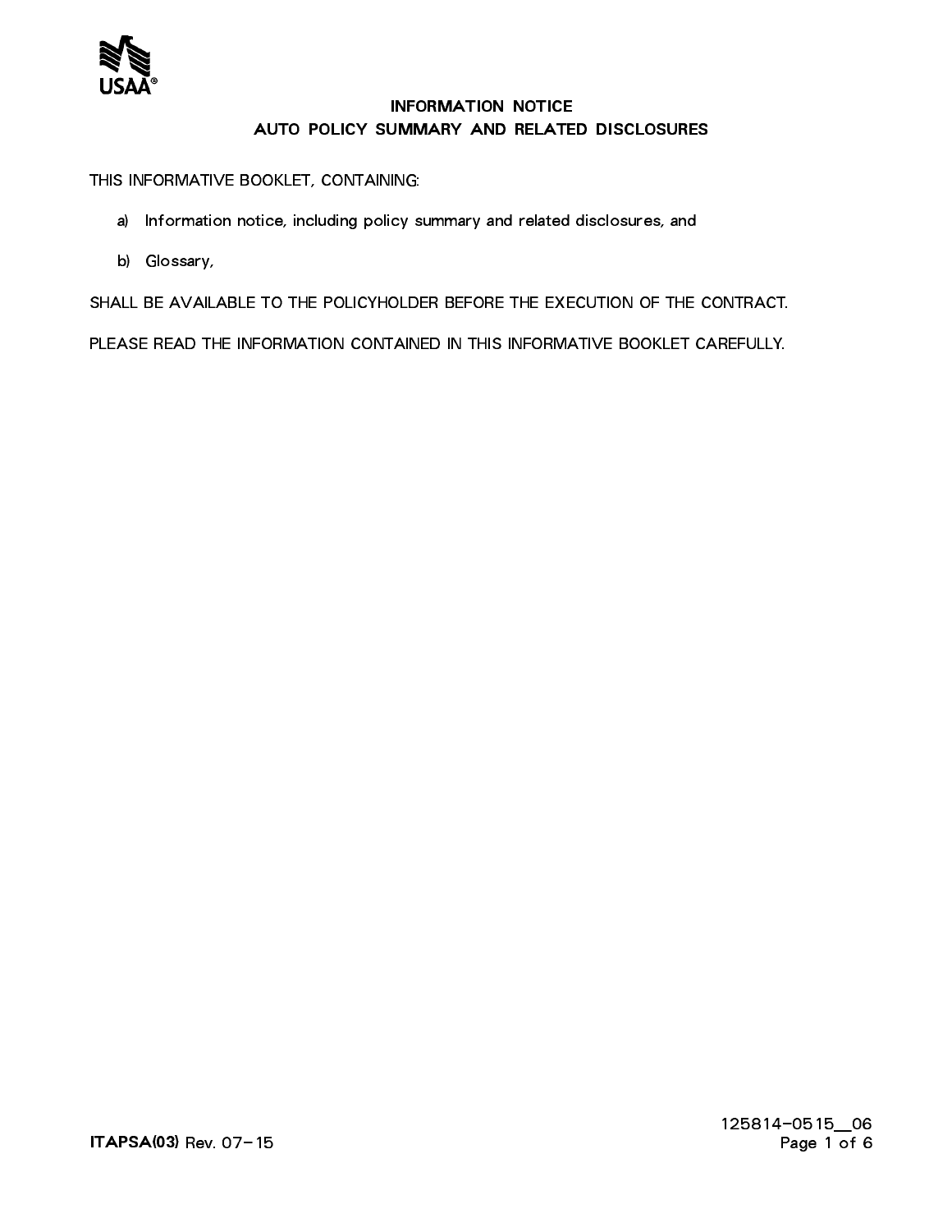USAA®

# INFORMATION NOTICE
## AUTO POLICY SUMMARY AND RELATED DISCLOSURES

THIS INFORMATIVE BOOKLET, CONTAINING:

a) Information notice, including policy summary and related disclosures, and

b) Glossary,

SHALL BE AVAILABLE TO THE POLICYHOLDER BEFORE THE EXECUTION OF THE CONTRACT.

PLEASE READ THE INFORMATION CONTAINED IN THIS INFORMATIVE BOOKLET CAREFULLY.

**ITAPSA(03)** Rev. 07-15

125814-0515_06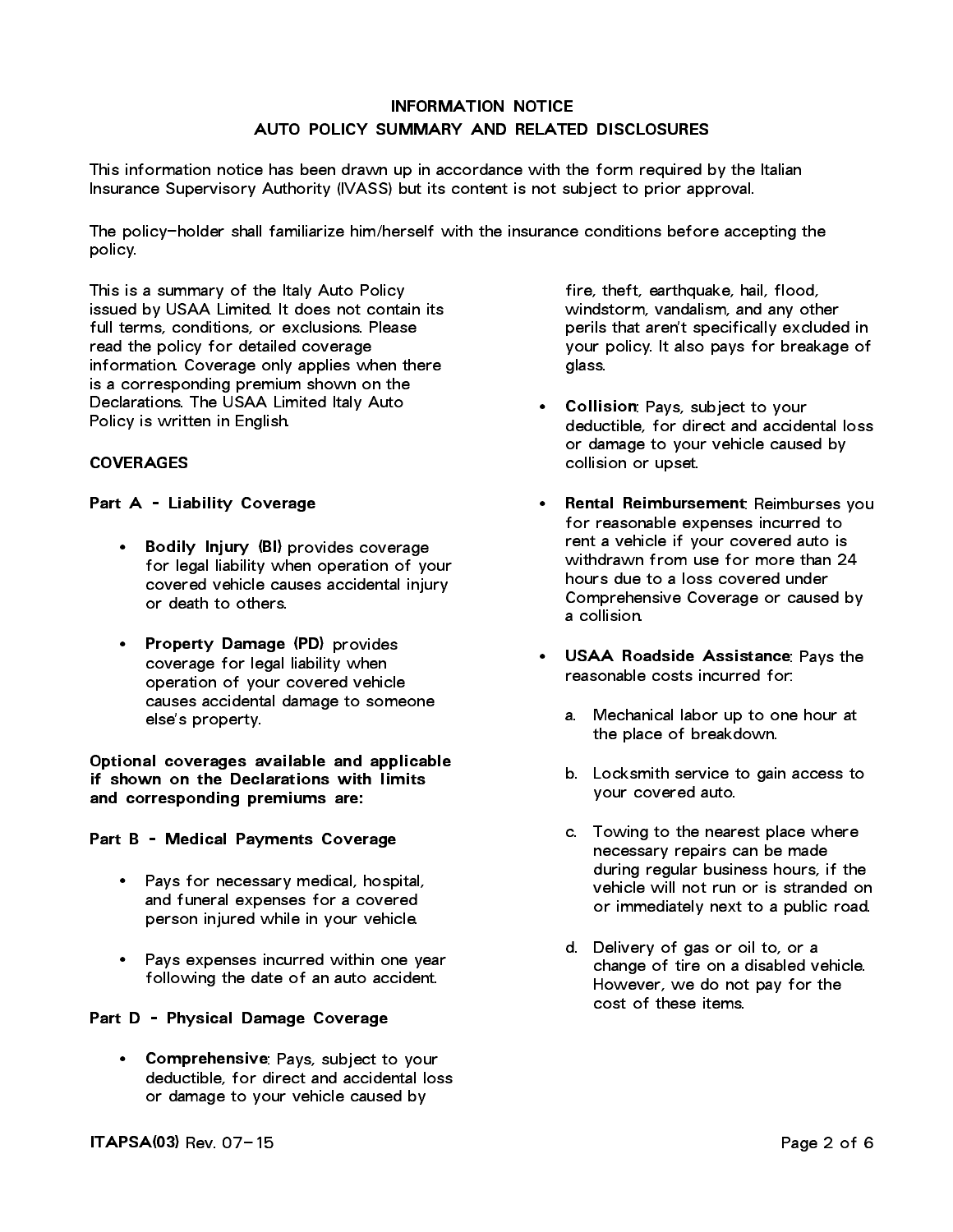**INFORMATION NOTICE**
**AUTO POLICY SUMMARY AND RELATED DISCLOSURES**

This information notice has been drawn up in accordance with the form required by the Italian Insurance Supervisory Authority (IVASS) but its content is not subject to prior approval.

The policy-holder shall familiarize him/herself with the insurance conditions before accepting the policy.

This is a summary of the Italy Auto Policy issued by USAA Limited. It does not contain its full terms, conditions, or exclusions. Please read the policy for detailed coverage information. Coverage only applies when there is a corresponding premium shown on the Declarations. The USAA Limited Italy Auto Policy is written in English.

**COVERAGES**

**Part A - Liability Coverage**

- **Bodily Injury (BI)** provides coverage for legal liability when operation of your covered vehicle causes accidental injury or death to others.
- **Property Damage (PD)** provides coverage for legal liability when operation of your covered vehicle causes accidental damage to someone else's property.

**Optional coverages available and applicable if shown on the Declarations with limits and corresponding premiums are:**

**Part B - Medical Payments Coverage**

- Pays for necessary medical, hospital, and funeral expenses for a covered person injured while in your vehicle.
- Pays expenses incurred within one year following the date of an auto accident.

**Part D - Physical Damage Coverage**

- **Comprehensive**: Pays, subject to your deductible, for direct and accidental loss or damage to your vehicle caused by fire, theft, earthquake, hail, flood, windstorm, vandalism, and any other perils that aren't specifically excluded in your policy. It also pays for breakage of glass.
- **Collision**: Pays, subject to your deductible, for direct and accidental loss or damage to your vehicle caused by collision or upset.
- **Rental Reimbursement**: Reimburses you for reasonable expenses incurred to rent a vehicle if your covered auto is withdrawn from use for more than 24 hours due to a loss covered under Comprehensive Coverage or caused by a collision.
- **USAA Roadside Assistance**: Pays the reasonable costs incurred for:

  a. Mechanical labor up to one hour at the place of breakdown.

  b. Locksmith service to gain access to your covered auto.

  c. Towing to the nearest place where necessary repairs can be made during regular business hours, if the vehicle will not run or is stranded on or immediately next to a public road.

  d. Delivery of gas or oil to, or a change of tire on a disabled vehicle. However, we do not pay for the cost of these items.

**ITAPSA(03)** Rev. 07-15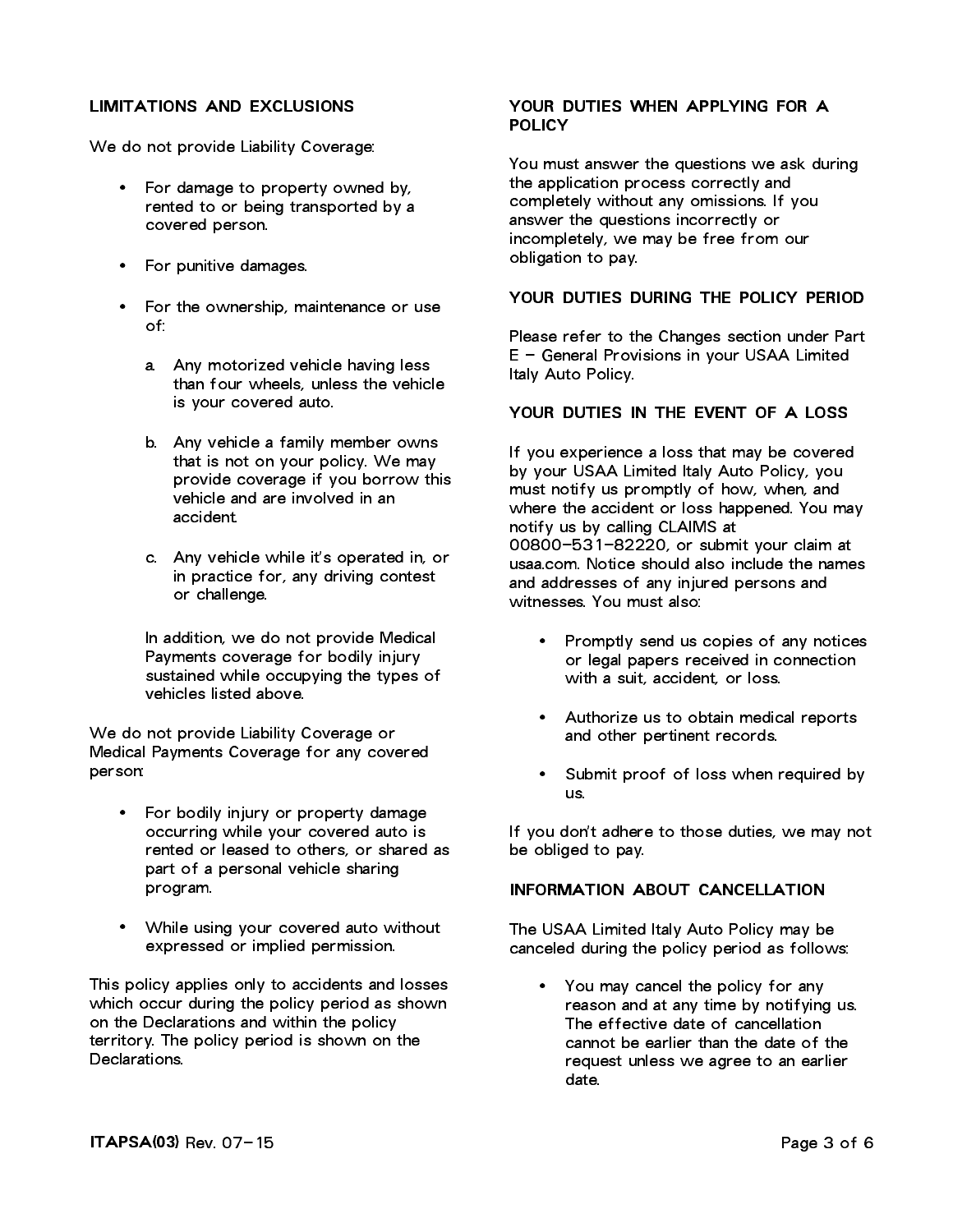## LIMITATIONS AND EXCLUSIONS

We do not provide Liability Coverage:

- For damage to property owned by, rented to or being transported by a covered person.
- For punitive damages.
- For the ownership, maintenance or use of:
  a. Any motorized vehicle having less than four wheels, unless the vehicle is your covered auto.
  b. Any vehicle a family member owns that is not on your policy. We may provide coverage if you borrow this vehicle and are involved in an accident.
  c. Any vehicle while it's operated in, or in practice for, any driving contest or challenge.

  In addition, we do not provide Medical Payments coverage for bodily injury sustained while occupying the types of vehicles listed above.

We do not provide Liability Coverage or Medical Payments Coverage for any covered person:

- For bodily injury or property damage occurring while your covered auto is rented or leased to others, or shared as part of a personal vehicle sharing program.
- While using your covered auto without expressed or implied permission.

This policy applies only to accidents and losses which occur during the policy period as shown on the Declarations and within the policy territory. The policy period is shown on the Declarations.

## YOUR DUTIES WHEN APPLYING FOR A POLICY

You must answer the questions we ask during the application process correctly and completely without any omissions. If you answer the questions incorrectly or incompletely, we may be free from our obligation to pay.

## YOUR DUTIES DURING THE POLICY PERIOD

Please refer to the Changes section under Part E – General Provisions in your USAA Limited Italy Auto Policy.

## YOUR DUTIES IN THE EVENT OF A LOSS

If you experience a loss that may be covered by your USAA Limited Italy Auto Policy, you must notify us promptly of how, when, and where the accident or loss happened. You may notify us by calling CLAIMS at 00800-531-82220, or submit your claim at usaa.com. Notice should also include the names and addresses of any injured persons and witnesses. You must also:

- Promptly send us copies of any notices or legal papers received in connection with a suit, accident, or loss.
- Authorize us to obtain medical reports and other pertinent records.
- Submit proof of loss when required by us.

If you don't adhere to those duties, we may not be obliged to pay.

## INFORMATION ABOUT CANCELLATION

The USAA Limited Italy Auto Policy may be canceled during the policy period as follows:

- You may cancel the policy for any reason and at any time by notifying us. The effective date of cancellation cannot be earlier than the date of the request unless we agree to an earlier date.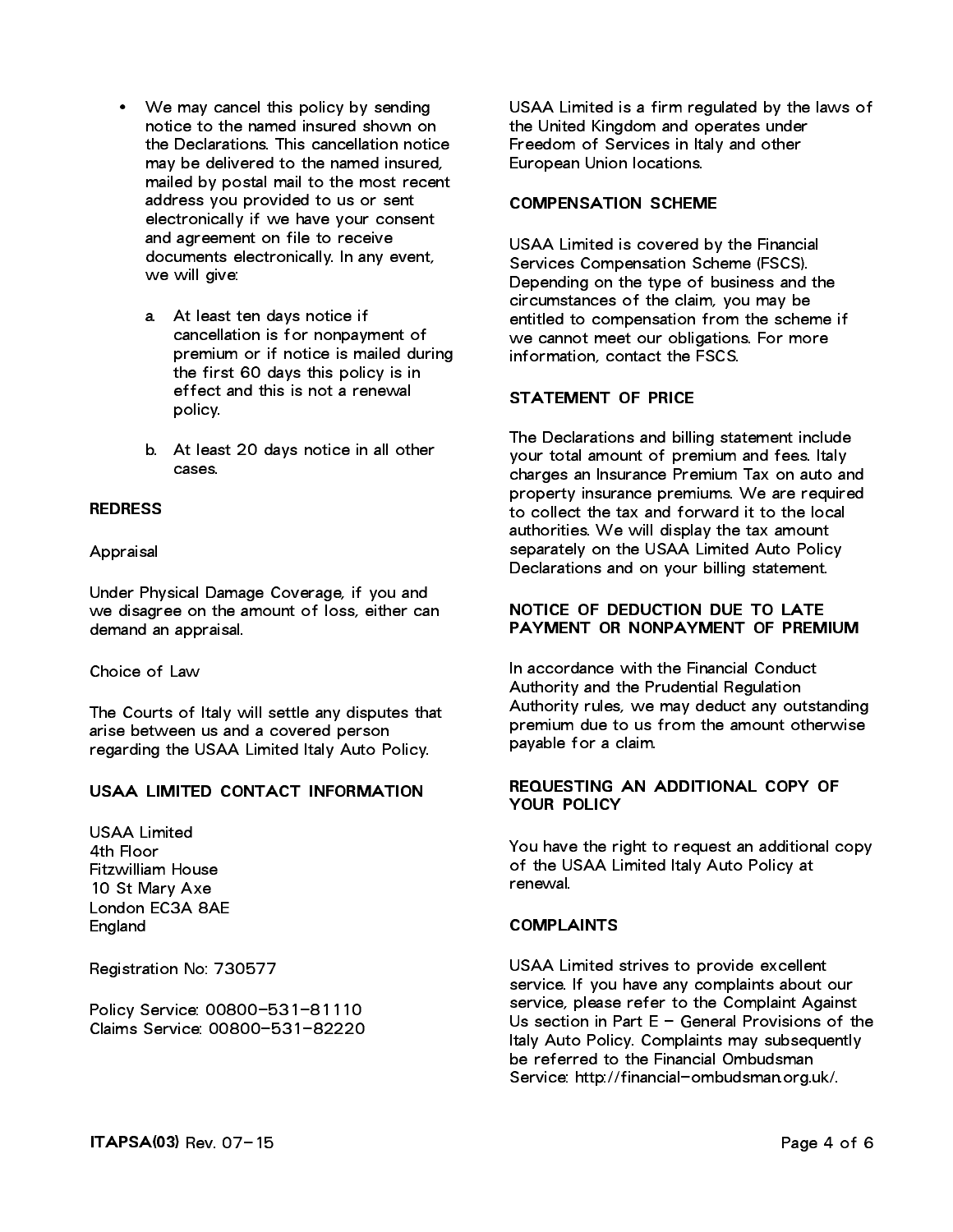- We may cancel this policy by sending notice to the named insured shown on the Declarations. This cancellation notice may be delivered to the named insured, mailed by postal mail to the most recent address you provided to us or sent electronically if we have your consent and agreement on file to receive documents electronically. In any event, we will give:

  a. At least ten days notice if cancellation is for nonpayment of premium or if notice is mailed during the first 60 days this policy is in effect and this is not a renewal policy.

  b. At least 20 days notice in all other cases.

**REDRESS**

Appraisal

Under Physical Damage Coverage, if you and we disagree on the amount of loss, either can demand an appraisal.

Choice of Law

The Courts of Italy will settle any disputes that arise between us and a covered person regarding the USAA Limited Italy Auto Policy.

**USAA LIMITED CONTACT INFORMATION**

USAA Limited
4th Floor
Fitzwilliam House
10 St Mary Axe
London EC3A 8AE
England

Registration No: 730577

Policy Service: 00800-531-81110
Claims Service: 00800-531-82220

USAA Limited is a firm regulated by the laws of the United Kingdom and operates under Freedom of Services in Italy and other European Union locations.

**COMPENSATION SCHEME**

USAA Limited is covered by the Financial Services Compensation Scheme (FSCS). Depending on the type of business and the circumstances of the claim, you may be entitled to compensation from the scheme if we cannot meet our obligations. For more information, contact the FSCS.

**STATEMENT OF PRICE**

The Declarations and billing statement include your total amount of premium and fees. Italy charges an Insurance Premium Tax on auto and property insurance premiums. We are required to collect the tax and forward it to the local authorities. We will display the tax amount separately on the USAA Limited Auto Policy Declarations and on your billing statement.

**NOTICE OF DEDUCTION DUE TO LATE PAYMENT OR NONPAYMENT OF PREMIUM**

In accordance with the Financial Conduct Authority and the Prudential Regulation Authority rules, we may deduct any outstanding premium due to us from the amount otherwise payable for a claim.

**REQUESTING AN ADDITIONAL COPY OF YOUR POLICY**

You have the right to request an additional copy of the USAA Limited Italy Auto Policy at renewal.

**COMPLAINTS**

USAA Limited strives to provide excellent service. If you have any complaints about our service, please refer to the Complaint Against Us section in Part E - General Provisions of the Italy Auto Policy. Complaints may subsequently be referred to the Financial Ombudsman Service: http://financial-ombudsman.org.uk/.

**ITAPSA(03)** Rev. 07-15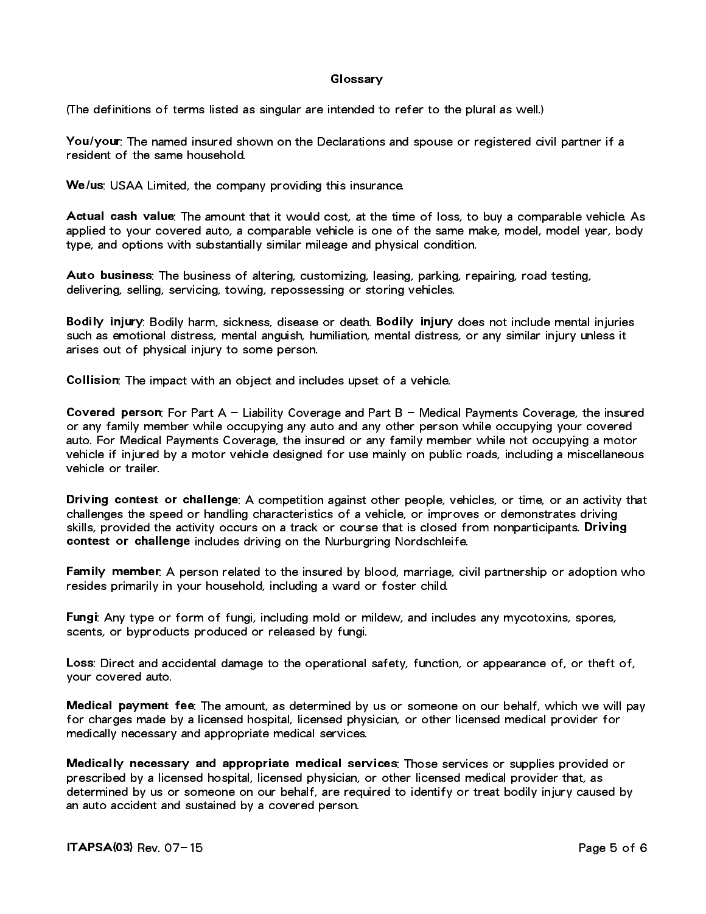## Glossary

(The definitions of terms listed as singular are intended to refer to the plural as well.)

**You/your**: The named insured shown on the Declarations and spouse or registered civil partner if a resident of the same household.

**We/us**: USAA Limited, the company providing this insurance.

**Actual cash value**: The amount that it would cost, at the time of loss, to buy a comparable vehicle. As applied to your covered auto, a comparable vehicle is one of the same make, model, model year, body type, and options with substantially similar mileage and physical condition.

**Auto business**: The business of altering, customizing, leasing, parking, repairing, road testing, delivering, selling, servicing, towing, repossessing or storing vehicles.

**Bodily injury**: Bodily harm, sickness, disease or death. **Bodily injury** does not include mental injuries such as emotional distress, mental anguish, humiliation, mental distress, or any similar injury unless it arises out of physical injury to some person.

**Collision**: The impact with an object and includes upset of a vehicle.

**Covered person**: For Part A – Liability Coverage and Part B – Medical Payments Coverage, the insured or any family member while occupying any auto and any other person while occupying your covered auto. For Medical Payments Coverage, the insured or any family member while not occupying a motor vehicle if injured by a motor vehicle designed for use mainly on public roads, including a miscellaneous vehicle or trailer.

**Driving contest or challenge**: A competition against other people, vehicles, or time, or an activity that challenges the speed or handling characteristics of a vehicle, or improves or demonstrates driving skills, provided the activity occurs on a track or course that is closed from nonparticipants. **Driving contest or challenge** includes driving on the Nurburgring Nordschleife.

**Family member**: A person related to the insured by blood, marriage, civil partnership or adoption who resides primarily in your household, including a ward or foster child.

**Fungi**: Any type or form of fungi, including mold or mildew, and includes any mycotoxins, spores, scents, or byproducts produced or released by fungi.

**Loss**: Direct and accidental damage to the operational safety, function, or appearance of, or theft of, your covered auto.

**Medical payment fee**: The amount, as determined by us or someone on our behalf, which we will pay for charges made by a licensed hospital, licensed physician, or other licensed medical provider for medically necessary and appropriate medical services.

**Medically necessary and appropriate medical services**: Those services or supplies provided or prescribed by a licensed hospital, licensed physician, or other licensed medical provider that, as determined by us or someone on our behalf, are required to identify or treat bodily injury caused by an auto accident and sustained by a covered person.

ITAPSA(03) Rev. 07-15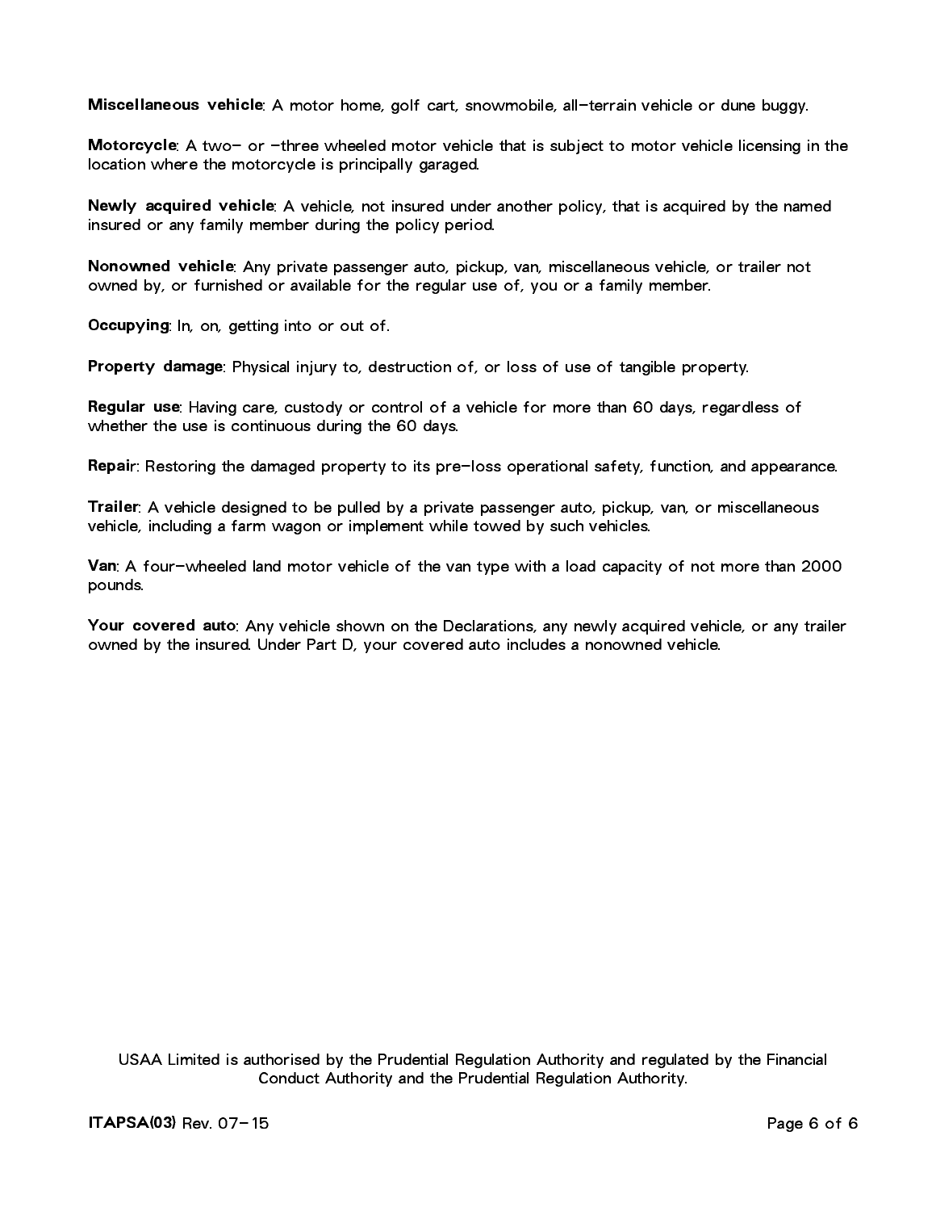**Miscellaneous vehicle**: A motor home, golf cart, snowmobile, all-terrain vehicle or dune buggy.

**Motorcycle**: A two- or -three wheeled motor vehicle that is subject to motor vehicle licensing in the location where the motorcycle is principally garaged.

**Newly acquired vehicle**: A vehicle, not insured under another policy, that is acquired by the named insured or any family member during the policy period.

**Nonowned vehicle**: Any private passenger auto, pickup, van, miscellaneous vehicle, or trailer not owned by, or furnished or available for the regular use of, you or a family member.

**Occupying**: In, on, getting into or out of.

**Property damage**: Physical injury to, destruction of, or loss of use of tangible property.

**Regular use**: Having care, custody or control of a vehicle for more than 60 days, regardless of whether the use is continuous during the 60 days.

**Repair**: Restoring the damaged property to its pre-loss operational safety, function, and appearance.

**Trailer**: A vehicle designed to be pulled by a private passenger auto, pickup, van, or miscellaneous vehicle, including a farm wagon or implement while towed by such vehicles.

**Van**: A four-wheeled land motor vehicle of the van type with a load capacity of not more than 2000 pounds.

**Your covered auto**: Any vehicle shown on the Declarations, any newly acquired vehicle, or any trailer owned by the insured. Under Part D, your covered auto includes a nonowned vehicle.

USAA Limited is authorised by the Prudential Regulation Authority and regulated by the Financial Conduct Authority and the Prudential Regulation Authority.

**ITAPSA(03)** Rev. 07-15